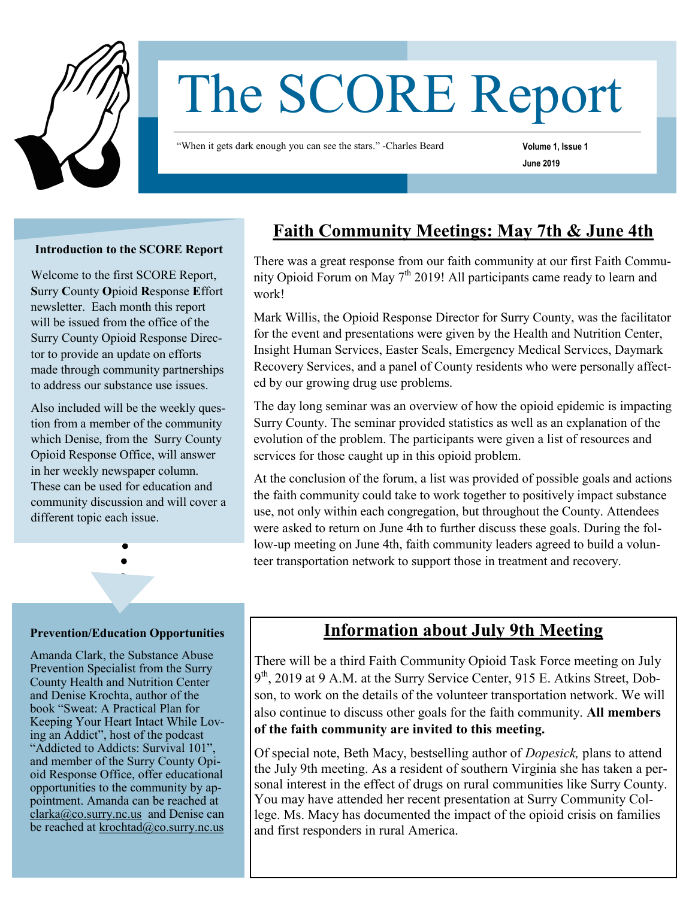# The SCORE Report

"When it gets dark enough you can see the stars." -Charles Beard

**Volume 1, Issue 1**

**June 2019**

**Introduction to the SCORE Report**

Welcome to the first SCORE Report, **S**urry **C**ounty **O**pioid **R**esponse **E**ffort newsletter. Each month this report will be issued from the office of the Surry County Opioid Response Director to provide an update on efforts made through community partnerships to address our substance use issues.

Also included will be the weekly question from a member of the community which Denise, from the Surry County Opioid Response Office, will answer in her weekly newspaper column. These can be used for education and community discussion and will cover a different topic each issue.

**Prevention/Education Opportunities**

Amanda Clark, the Substance Abuse Prevention Specialist from the Surry County Health and Nutrition Center and Denise Krochta, author of the book "Sweat: A Practical Plan for Keeping Your Heart Intact While Loving an Addict", host of the podcast "Addicted to Addicts: Survival 101", and member of the Surry County Opioid Response Office, offer educational opportunities to the community by appointment. Amanda can be reached at clarka@co.surry.nc.us and Denise can be reached at krochtad@co.surry.nc.us

## Faith Community Meetings: May 7th & June 4th

There was a great response from our faith community at our first Faith Community Opioid Forum on May 7th 2019! All participants came ready to learn and work!

Mark Willis, the Opioid Response Director for Surry County, was the facilitator for the event and presentations were given by the Health and Nutrition Center, Insight Human Services, Easter Seals, Emergency Medical Services, Daymark Recovery Services, and a panel of County residents who were personally affected by our growing drug use problems.

The day long seminar was an overview of how the opioid epidemic is impacting Surry County. The seminar provided statistics as well as an explanation of the evolution of the problem. The participants were given a list of resources and services for those caught up in this opioid problem.

At the conclusion of the forum, a list was provided of possible goals and actions the faith community could take to work together to positively impact substance use, not only within each congregation, but throughout the County. Attendees were asked to return on June 4th to further discuss these goals. During the follow-up meeting on June 4th, faith community leaders agreed to build a volunteer transportation network to support those in treatment and recovery.

## Information about July 9th Meeting

There will be a third Faith Community Opioid Task Force meeting on July 9th, 2019 at 9 A.M. at the Surry Service Center, 915 E. Atkins Street, Dobson, to work on the details of the volunteer transportation network. We will also continue to discuss other goals for the faith community. **All members of the faith community are invited to this meeting.**

Of special note, Beth Macy, bestselling author of *Dopesick,* plans to attend the July 9th meeting. As a resident of southern Virginia she has taken a personal interest in the effect of drugs on rural communities like Surry County. You may have attended her recent presentation at Surry Community College. Ms. Macy has documented the impact of the opioid crisis on families and first responders in rural America.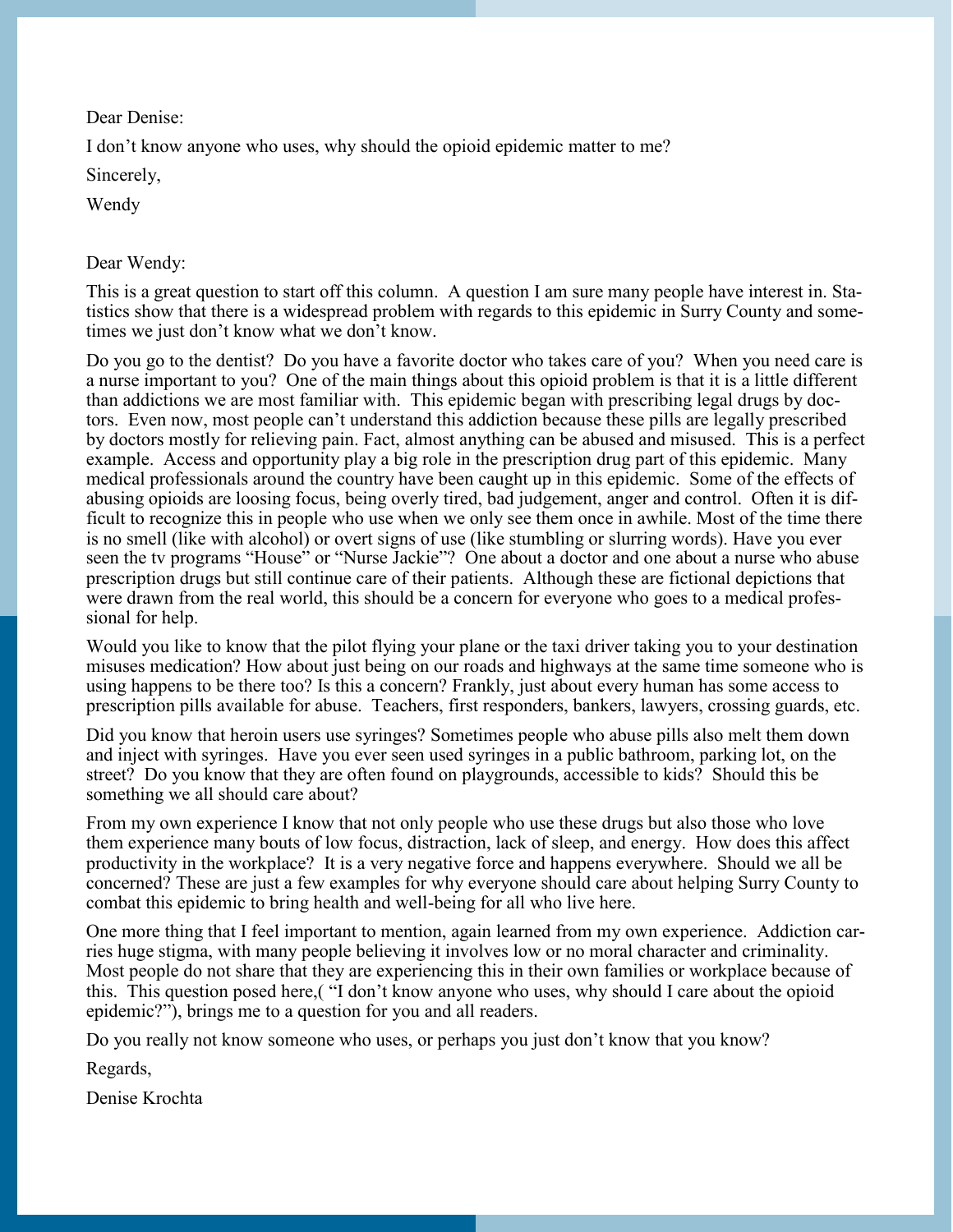Dear Denise:

I don't know anyone who uses, why should the opioid epidemic matter to me?

Sincerely,

Wendy

Dear Wendy:

This is a great question to start off this column. A question I am sure many people have interest in. Statistics show that there is a widespread problem with regards to this epidemic in Surry County and sometimes we just don't know what we don't know.

Do you go to the dentist? Do you have a favorite doctor who takes care of you? When you need care is a nurse important to you? One of the main things about this opioid problem is that it is a little different than addictions we are most familiar with. This epidemic began with prescribing legal drugs by doctors. Even now, most people can't understand this addiction because these pills are legally prescribed by doctors mostly for relieving pain. Fact, almost anything can be abused and misused. This is a perfect example. Access and opportunity play a big role in the prescription drug part of this epidemic. Many medical professionals around the country have been caught up in this epidemic. Some of the effects of abusing opioids are loosing focus, being overly tired, bad judgement, anger and control. Often it is difficult to recognize this in people who use when we only see them once in awhile. Most of the time there is no smell (like with alcohol) or overt signs of use (like stumbling or slurring words). Have you ever seen the tv programs "House" or "Nurse Jackie"? One about a doctor and one about a nurse who abuse prescription drugs but still continue care of their patients. Although these are fictional depictions that were drawn from the real world, this should be a concern for everyone who goes to a medical professional for help.

Would you like to know that the pilot flying your plane or the taxi driver taking you to your destination misuses medication? How about just being on our roads and highways at the same time someone who is using happens to be there too? Is this a concern? Frankly, just about every human has some access to prescription pills available for abuse. Teachers, first responders, bankers, lawyers, crossing guards, etc.

Did you know that heroin users use syringes? Sometimes people who abuse pills also melt them down and inject with syringes. Have you ever seen used syringes in a public bathroom, parking lot, on the street? Do you know that they are often found on playgrounds, accessible to kids? Should this be something we all should care about?

From my own experience I know that not only people who use these drugs but also those who love them experience many bouts of low focus, distraction, lack of sleep, and energy. How does this affect productivity in the workplace? It is a very negative force and happens everywhere. Should we all be concerned? These are just a few examples for why everyone should care about helping Surry County to combat this epidemic to bring health and well-being for all who live here.

One more thing that I feel important to mention, again learned from my own experience. Addiction carries huge stigma, with many people believing it involves low or no moral character and criminality. Most people do not share that they are experiencing this in their own families or workplace because of this. This question posed here,( "I don't know anyone who uses, why should I care about the opioid epidemic?"), brings me to a question for you and all readers.

Do you really not know someone who uses, or perhaps you just don't know that you know?

Regards,

Denise Krochta